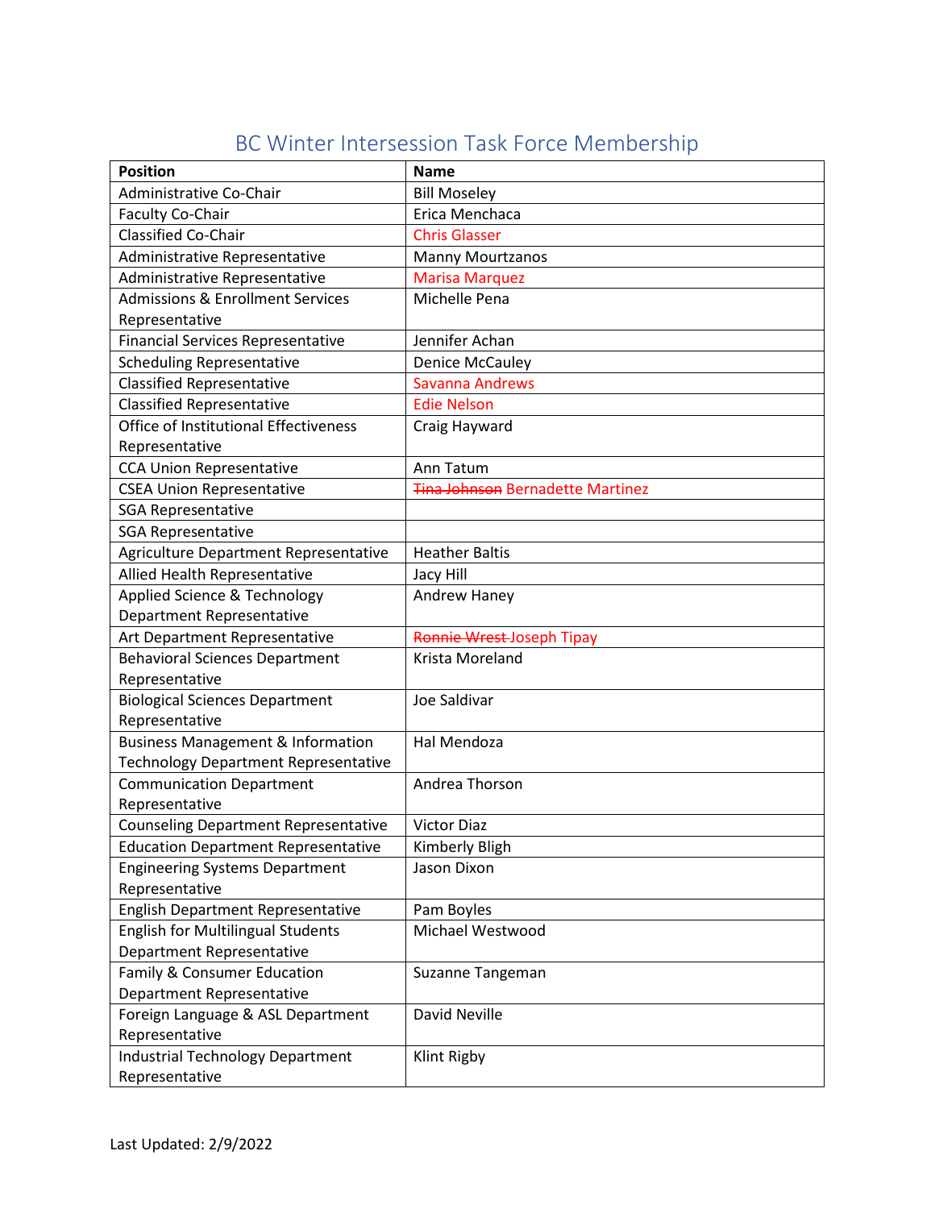# BC Winter Intersession Task Force Membership

| Position | Name |
|---|---|
| Administrative Co-Chair | Bill Moseley |
| Faculty Co-Chair | Erica Menchaca |
| Classified Co-Chair | Chris Glasser |
| Administrative Representative | Manny Mourtzanos |
| Administrative Representative | Marisa Marquez |
| Admissions & Enrollment Services Representative | Michelle Pena |
| Financial Services Representative | Jennifer Achan |
| Scheduling Representative | Denice McCauley |
| Classified Representative | Savanna Andrews |
| Classified Representative | Edie Nelson |
| Office of Institutional Effectiveness Representative | Craig Hayward |
| CCA Union Representative | Ann Tatum |
| CSEA Union Representative | ~~Tina Johnson~~ Bernadette Martinez |
| SGA Representative | |
| SGA Representative | |
| Agriculture Department Representative | Heather Baltis |
| Allied Health Representative | Jacy Hill |
| Applied Science & Technology Department Representative | Andrew Haney |
| Art Department Representative | ~~Ronnie Wrest~~ Joseph Tipay |
| Behavioral Sciences Department Representative | Krista Moreland |
| Biological Sciences Department Representative | Joe Saldivar |
| Business Management & Information Technology Department Representative | Hal Mendoza |
| Communication Department Representative | Andrea Thorson |
| Counseling Department Representative | Victor Diaz |
| Education Department Representative | Kimberly Bligh |
| Engineering Systems Department Representative | Jason Dixon |
| English Department Representative | Pam Boyles |
| English for Multilingual Students Department Representative | Michael Westwood |
| Family & Consumer Education Department Representative | Suzanne Tangeman |
| Foreign Language & ASL Department Representative | David Neville |
| Industrial Technology Department Representative | Klint Rigby |

Last Updated: 2/9/2022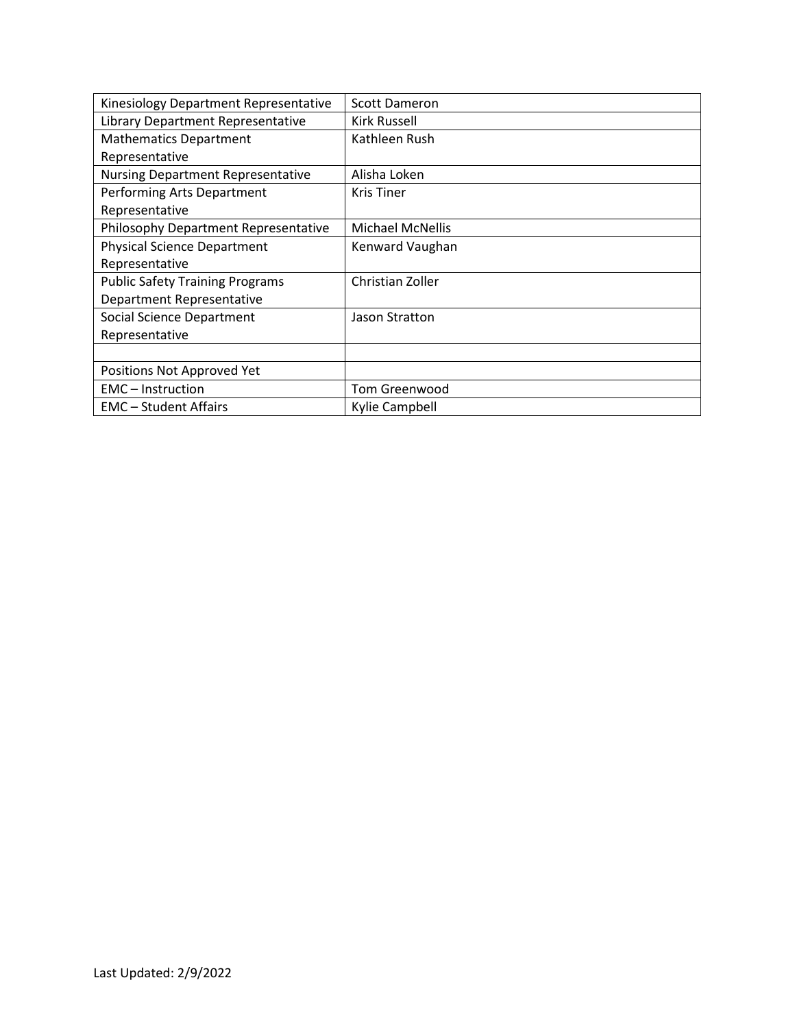| | |
|---|---|
| Kinesiology Department Representative | Scott Dameron |
| Library Department Representative | Kirk Russell |
| Mathematics Department Representative | Kathleen Rush |
| Nursing Department Representative | Alisha Loken |
| Performing Arts Department Representative | Kris Tiner |
| Philosophy Department Representative | Michael McNellis |
| Physical Science Department Representative | Kenward Vaughan |
| Public Safety Training Programs Department Representative | Christian Zoller |
| Social Science Department Representative | Jason Stratton |
| | |
| Positions Not Approved Yet | |
| EMC – Instruction | Tom Greenwood |
| EMC – Student Affairs | Kylie Campbell |

Last Updated: 2/9/2022